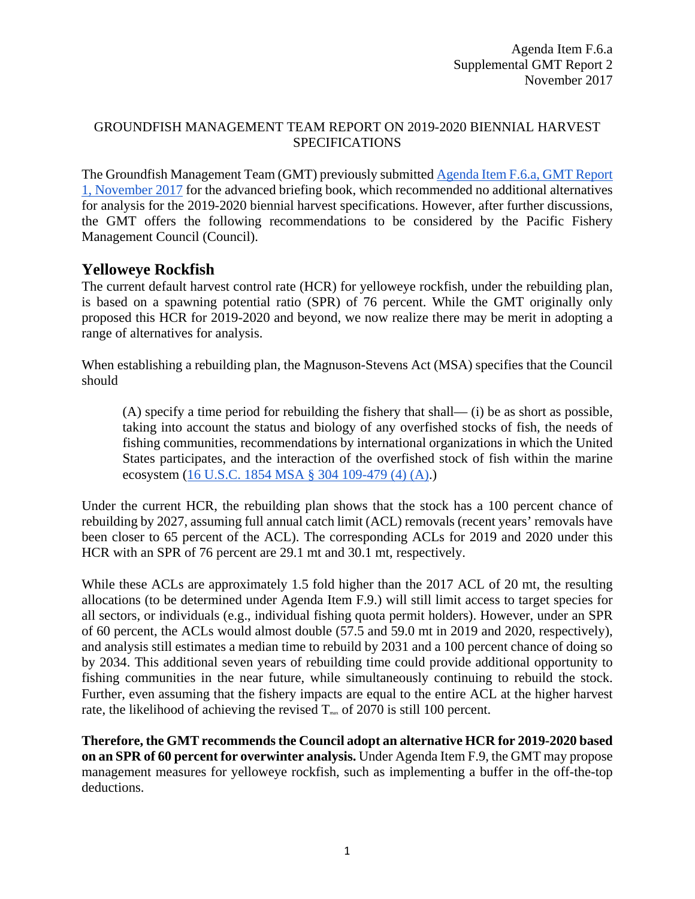Agenda Item F.6.a
Supplemental GMT Report 2
November 2017

GROUNDFISH MANAGEMENT TEAM REPORT ON 2019-2020 BIENNIAL HARVEST SPECIFICATIONS

The Groundfish Management Team (GMT) previously submitted [Agenda Item F.6.a, GMT Report 1, November 2017](#) for the advanced briefing book, which recommended no additional alternatives for analysis for the 2019-2020 biennial harvest specifications. However, after further discussions, the GMT offers the following recommendations to be considered by the Pacific Fishery Management Council (Council).

## Yelloweye Rockfish

The current default harvest control rate (HCR) for yelloweye rockfish, under the rebuilding plan, is based on a spawning potential ratio (SPR) of 76 percent. While the GMT originally only proposed this HCR for 2019-2020 and beyond, we now realize there may be merit in adopting a range of alternatives for analysis.

When establishing a rebuilding plan, the Magnuson-Stevens Act (MSA) specifies that the Council should

> (A) specify a time period for rebuilding the fishery that shall— (i) be as short as possible, taking into account the status and biology of any overfished stocks of fish, the needs of fishing communities, recommendations by international organizations in which the United States participates, and the interaction of the overfished stock of fish within the marine ecosystem ([16 U.S.C. 1854 MSA § 304 109-479 (4) (A).](#))

Under the current HCR, the rebuilding plan shows that the stock has a 100 percent chance of rebuilding by 2027, assuming full annual catch limit (ACL) removals (recent years' removals have been closer to 65 percent of the ACL). The corresponding ACLs for 2019 and 2020 under this HCR with an SPR of 76 percent are 29.1 mt and 30.1 mt, respectively.

While these ACLs are approximately 1.5 fold higher than the 2017 ACL of 20 mt, the resulting allocations (to be determined under Agenda Item F.9.) will still limit access to target species for all sectors, or individuals (e.g., individual fishing quota permit holders). However, under an SPR of 60 percent, the ACLs would almost double (57.5 and 59.0 mt in 2019 and 2020, respectively), and analysis still estimates a median time to rebuild by 2031 and a 100 percent chance of doing so by 2034. This additional seven years of rebuilding time could provide additional opportunity to fishing communities in the near future, while simultaneously continuing to rebuild the stock. Further, even assuming that the fishery impacts are equal to the entire ACL at the higher harvest rate, the likelihood of achieving the revised $T_{max}$ of 2070 is still 100 percent.

**Therefore, the GMT recommends the Council adopt an alternative HCR for 2019-2020 based on an SPR of 60 percent for overwinter analysis.** Under Agenda Item F.9, the GMT may propose management measures for yelloweye rockfish, such as implementing a buffer in the off-the-top deductions.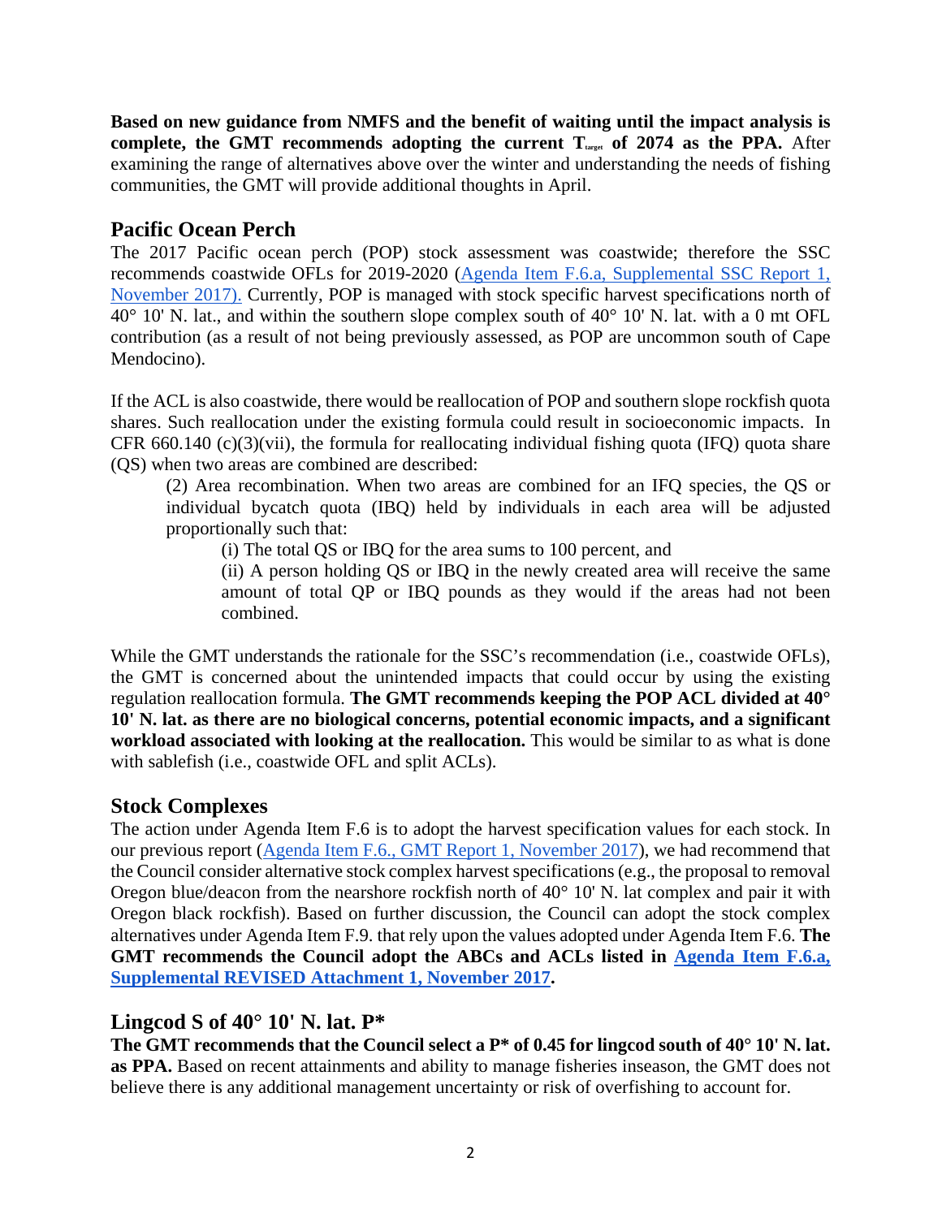**Based on new guidance from NMFS and the benefit of waiting until the impact analysis is complete, the GMT recommends adopting the current $T_{target}$ of 2074 as the PPA.** After examining the range of alternatives above over the winter and understanding the needs of fishing communities, the GMT will provide additional thoughts in April.

## Pacific Ocean Perch

The 2017 Pacific ocean perch (POP) stock assessment was coastwide; therefore the SSC recommends coastwide OFLs for 2019-2020 (Agenda Item F.6.a, Supplemental SSC Report 1, November 2017). Currently, POP is managed with stock specific harvest specifications north of 40° 10' N. lat., and within the southern slope complex south of 40° 10' N. lat. with a 0 mt OFL contribution (as a result of not being previously assessed, as POP are uncommon south of Cape Mendocino).

If the ACL is also coastwide, there would be reallocation of POP and southern slope rockfish quota shares. Such reallocation under the existing formula could result in socioeconomic impacts. In CFR 660.140 (c)(3)(vii), the formula for reallocating individual fishing quota (IFQ) quota share (QS) when two areas are combined are described:

> (2) Area recombination. When two areas are combined for an IFQ species, the QS or individual bycatch quota (IBQ) held by individuals in each area will be adjusted proportionally such that:
>
> > (i) The total QS or IBQ for the area sums to 100 percent, and
> >
> > (ii) A person holding QS or IBQ in the newly created area will receive the same amount of total QP or IBQ pounds as they would if the areas had not been combined.

While the GMT understands the rationale for the SSC's recommendation (i.e., coastwide OFLs), the GMT is concerned about the unintended impacts that could occur by using the existing regulation reallocation formula. **The GMT recommends keeping the POP ACL divided at 40° 10' N. lat. as there are no biological concerns, potential economic impacts, and a significant workload associated with looking at the reallocation.** This would be similar to as what is done with sablefish (i.e., coastwide OFL and split ACLs).

## Stock Complexes

The action under Agenda Item F.6 is to adopt the harvest specification values for each stock. In our previous report (Agenda Item F.6., GMT Report 1, November 2017), we had recommend that the Council consider alternative stock complex harvest specifications (e.g., the proposal to removal Oregon blue/deacon from the nearshore rockfish north of 40° 10' N. lat complex and pair it with Oregon black rockfish). Based on further discussion, the Council can adopt the stock complex alternatives under Agenda Item F.9. that rely upon the values adopted under Agenda Item F.6. **The GMT recommends the Council adopt the ABCs and ACLs listed in Agenda Item F.6.a, Supplemental REVISED Attachment 1, November 2017.**

## Lingcod S of 40° 10' N. lat. P*

**The GMT recommends that the Council select a P* of 0.45 for lingcod south of 40° 10' N. lat. as PPA.** Based on recent attainments and ability to manage fisheries inseason, the GMT does not believe there is any additional management uncertainty or risk of overfishing to account for.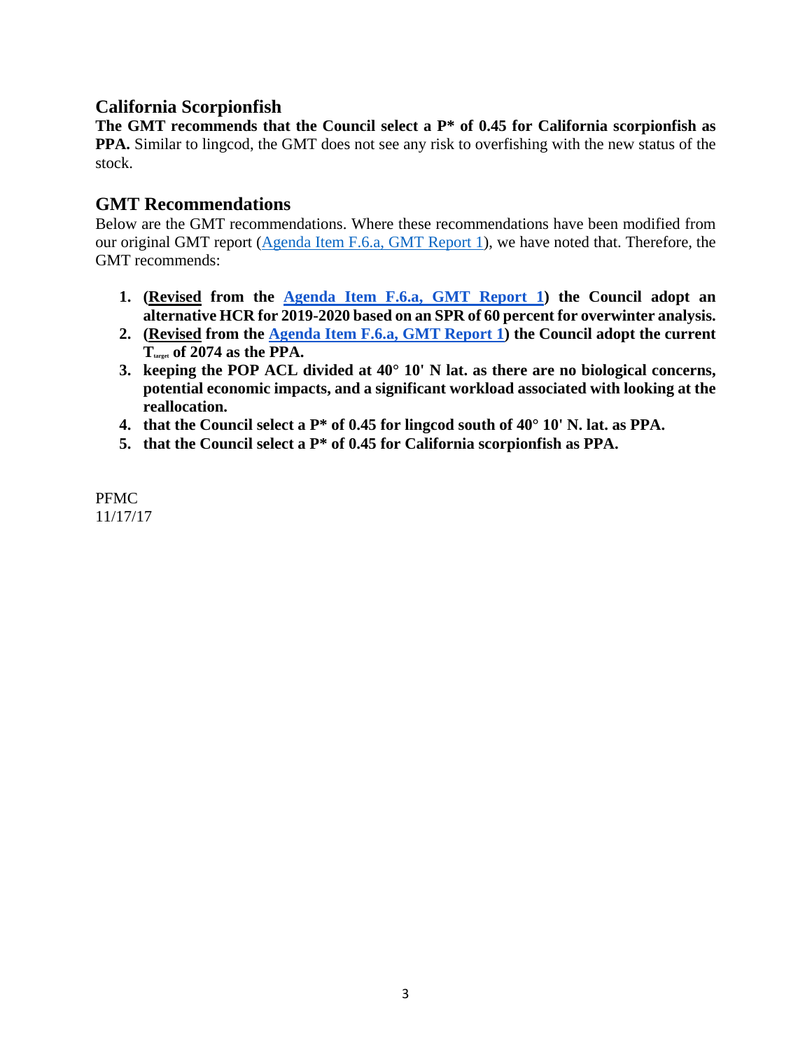## California Scorpionfish

**The GMT recommends that the Council select a P* of 0.45 for California scorpionfish as PPA.** Similar to lingcod, the GMT does not see any risk to overfishing with the new status of the stock.

## GMT Recommendations

Below are the GMT recommendations. Where these recommendations have been modified from our original GMT report (Agenda Item F.6.a, GMT Report 1), we have noted that. Therefore, the GMT recommends:

1. **(Revised from the Agenda Item F.6.a, GMT Report 1) the Council adopt an alternative HCR for 2019-2020 based on an SPR of 60 percent for overwinter analysis.**
2. **(Revised from the Agenda Item F.6.a, GMT Report 1) the Council adopt the current $T_{target}$ of 2074 as the PPA.**
3. **keeping the POP ACL divided at 40° 10' N lat. as there are no biological concerns, potential economic impacts, and a significant workload associated with looking at the reallocation.**
4. **that the Council select a P* of 0.45 for lingcod south of 40° 10' N. lat. as PPA.**
5. **that the Council select a P* of 0.45 for California scorpionfish as PPA.**

PFMC
11/17/17